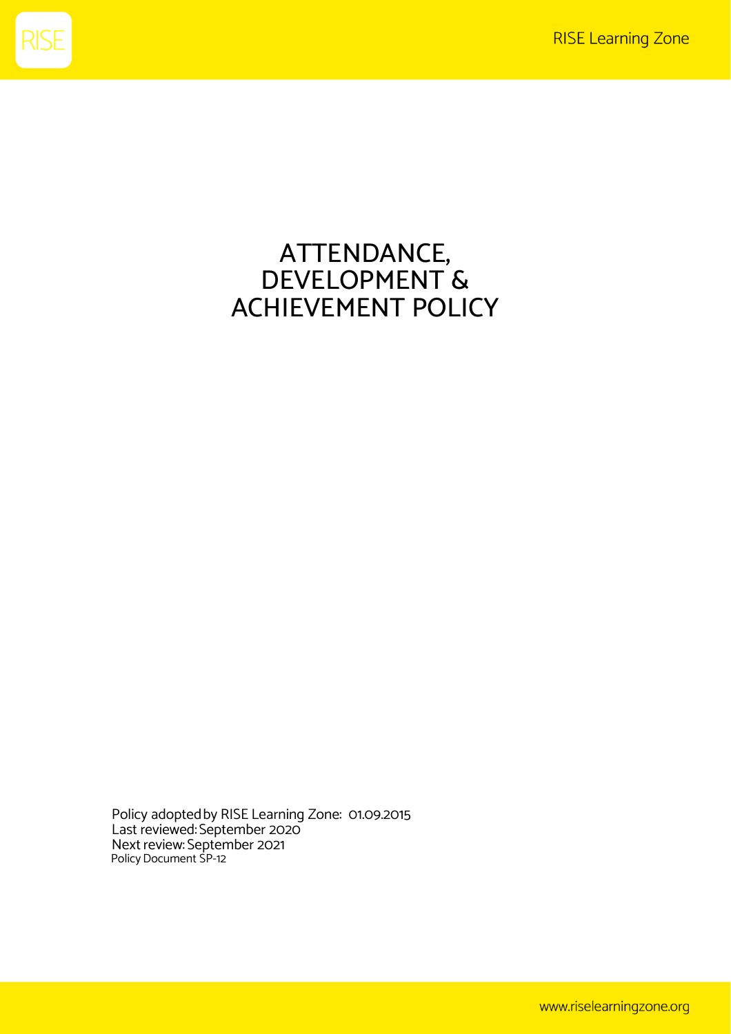# ATTENDANCE, DEVELOPMENT & ACHIEVEMENT POLICY

Policy adopted by RISE Learning Zone: 01.09.2015
Last reviewed: September 2020
Next review: September 2021
Policy Document SP-12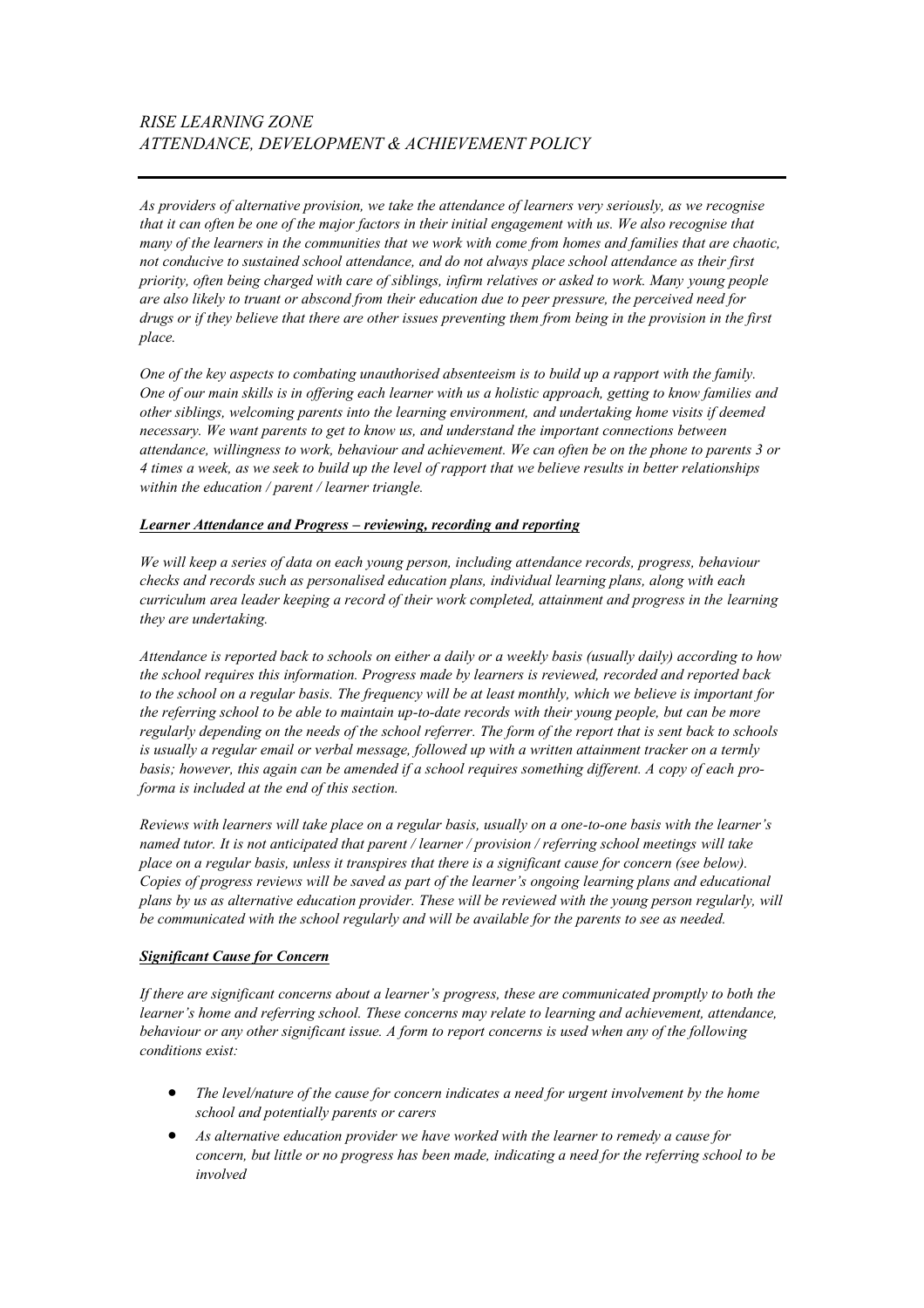*RISE LEARNING ZONE*
*ATTENDANCE, DEVELOPMENT & ACHIEVEMENT POLICY*

---

*As providers of alternative provision, we take the attendance of learners very seriously, as we recognise that it can often be one of the major factors in their initial engagement with us. We also recognise that many of the learners in the communities that we work with come from homes and families that are chaotic, not conducive to sustained school attendance, and do not always place school attendance as their first priority, often being charged with care of siblings, infirm relatives or asked to work. Many young people are also likely to truant or abscond from their education due to peer pressure, the perceived need for drugs or if they believe that there are other issues preventing them from being in the provision in the first place.*

*One of the key aspects to combating unauthorised absenteeism is to build up a rapport with the family. One of our main skills is in offering each learner with us a holistic approach, getting to know families and other siblings, welcoming parents into the learning environment, and undertaking home visits if deemed necessary. We want parents to get to know us, and understand the important connections between attendance, willingness to work, behaviour and achievement. We can often be on the phone to parents 3 or 4 times a week, as we seek to build up the level of rapport that we believe results in better relationships within the education / parent / learner triangle.*

***Learner Attendance and Progress – reviewing, recording and reporting***

*We will keep a series of data on each young person, including attendance records, progress, behaviour checks and records such as personalised education plans, individual learning plans, along with each curriculum area leader keeping a record of their work completed, attainment and progress in the learning they are undertaking.*

*Attendance is reported back to schools on either a daily or a weekly basis (usually daily) according to how the school requires this information. Progress made by learners is reviewed, recorded and reported back to the school on a regular basis. The frequency will be at least monthly, which we believe is important for the referring school to be able to maintain up-to-date records with their young people, but can be more regularly depending on the needs of the school referrer. The form of the report that is sent back to schools is usually a regular email or verbal message, followed up with a written attainment tracker on a termly basis; however, this again can be amended if a school requires something different. A copy of each pro-forma is included at the end of this section.*

*Reviews with learners will take place on a regular basis, usually on a one-to-one basis with the learner's named tutor. It is not anticipated that parent / learner / provision / referring school meetings will take place on a regular basis, unless it transpires that there is a significant cause for concern (see below). Copies of progress reviews will be saved as part of the learner's ongoing learning plans and educational plans by us as alternative education provider. These will be reviewed with the young person regularly, will be communicated with the school regularly and will be available for the parents to see as needed.*

***Significant Cause for Concern***

*If there are significant concerns about a learner's progress, these are communicated promptly to both the learner's home and referring school. These concerns may relate to learning and achievement, attendance, behaviour or any other significant issue. A form to report concerns is used when any of the following conditions exist:*

- *The level/nature of the cause for concern indicates a need for urgent involvement by the home school and potentially parents or carers*
- *As alternative education provider we have worked with the learner to remedy a cause for concern, but little or no progress has been made, indicating a need for the referring school to be involved*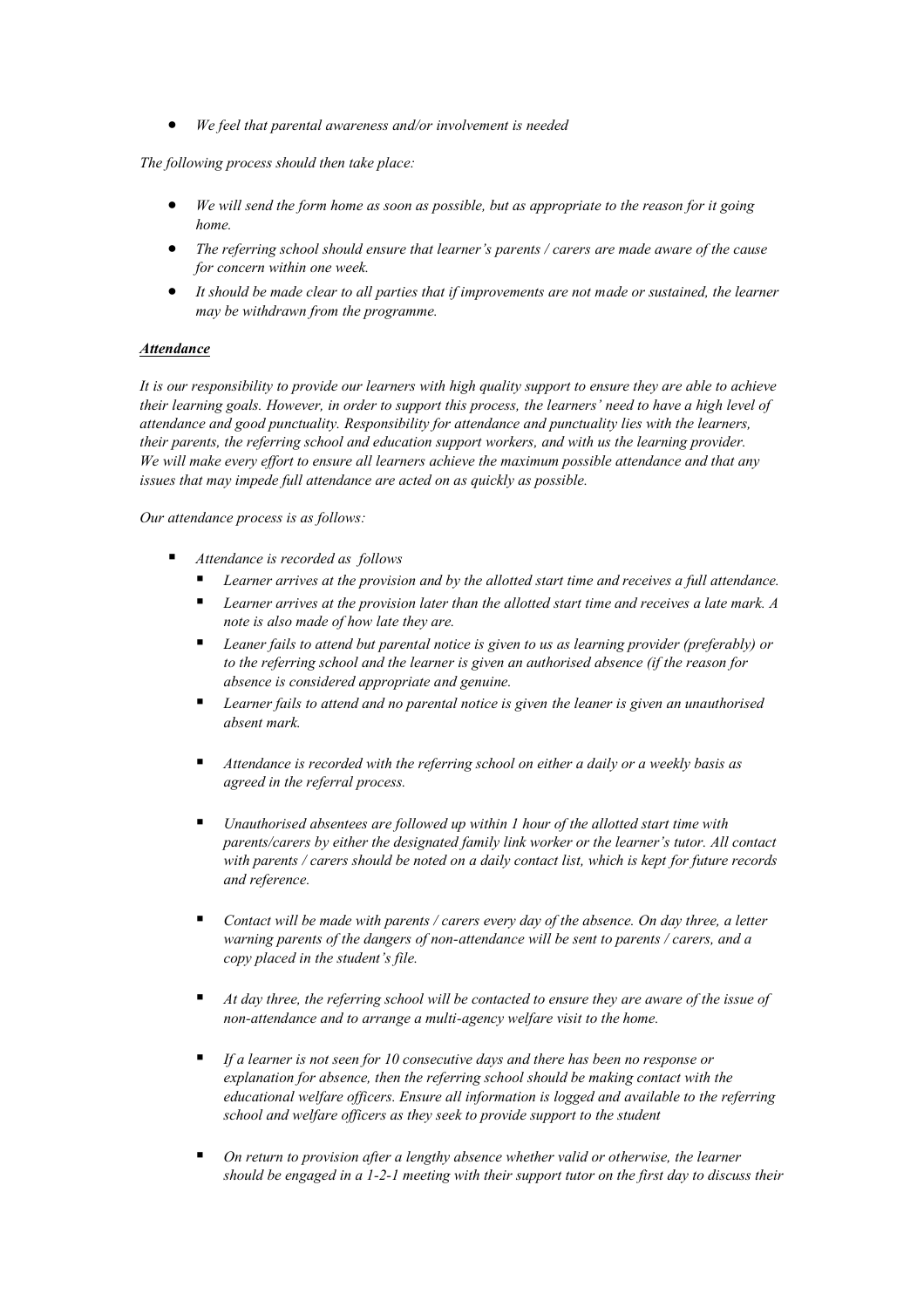- *We feel that parental awareness and/or involvement is needed*

*The following process should then take place:*

- *We will send the form home as soon as possible, but as appropriate to the reason for it going home.*
- *The referring school should ensure that learner's parents / carers are made aware of the cause for concern within one week.*
- *It should be made clear to all parties that if improvements are not made or sustained, the learner may be withdrawn from the programme.*

***Attendance***

*It is our responsibility to provide our learners with high quality support to ensure they are able to achieve their learning goals. However, in order to support this process, the learners' need to have a high level of attendance and good punctuality. Responsibility for attendance and punctuality lies with the learners, their parents, the referring school and education support workers, and with us the learning provider. We will make every effort to ensure all learners achieve the maximum possible attendance and that any issues that may impede full attendance are acted on as quickly as possible.*

*Our attendance process is as follows:*

- *Attendance is recorded as follows*
  - *Learner arrives at the provision and by the allotted start time and receives a full attendance.*
  - *Learner arrives at the provision later than the allotted start time and receives a late mark. A note is also made of how late they are.*
  - *Leaner fails to attend but parental notice is given to us as learning provider (preferably) or to the referring school and the learner is given an authorised absence (if the reason for absence is considered appropriate and genuine.*
  - *Learner fails to attend and no parental notice is given the leaner is given an unauthorised absent mark.*
  - *Attendance is recorded with the referring school on either a daily or a weekly basis as agreed in the referral process.*
  - *Unauthorised absentees are followed up within 1 hour of the allotted start time with parents/carers by either the designated family link worker or the learner's tutor. All contact with parents / carers should be noted on a daily contact list, which is kept for future records and reference.*
  - *Contact will be made with parents / carers every day of the absence. On day three, a letter warning parents of the dangers of non-attendance will be sent to parents / carers, and a copy placed in the student's file.*
  - *At day three, the referring school will be contacted to ensure they are aware of the issue of non-attendance and to arrange a multi-agency welfare visit to the home.*
  - *If a learner is not seen for 10 consecutive days and there has been no response or explanation for absence, then the referring school should be making contact with the educational welfare officers. Ensure all information is logged and available to the referring school and welfare officers as they seek to provide support to the student*
  - *On return to provision after a lengthy absence whether valid or otherwise, the learner should be engaged in a 1-2-1 meeting with their support tutor on the first day to discuss their*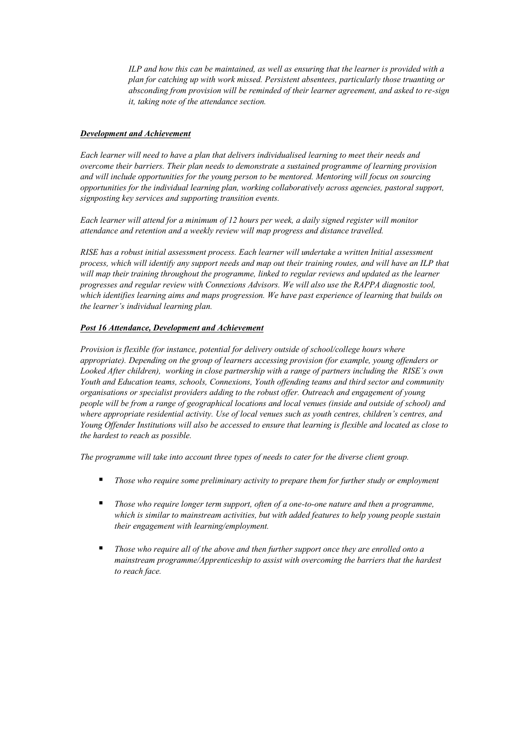*ILP and how this can be maintained, as well as ensuring that the learner is provided with a plan for catching up with work missed. Persistent absentees, particularly those truanting or absconding from provision will be reminded of their learner agreement, and asked to re-sign it, taking note of the attendance section.*

***Development and Achievement***

*Each learner will need to have a plan that delivers individualised learning to meet their needs and overcome their barriers. Their plan needs to demonstrate a sustained programme of learning provision and will include opportunities for the young person to be mentored. Mentoring will focus on sourcing opportunities for the individual learning plan, working collaboratively across agencies, pastoral support, signposting key services and supporting transition events.*

*Each learner will attend for a minimum of 12 hours per week, a daily signed register will monitor attendance and retention and a weekly review will map progress and distance travelled.*

*RISE has a robust initial assessment process. Each learner will undertake a written Initial assessment process, which will identify any support needs and map out their training routes, and will have an ILP that will map their training throughout the programme, linked to regular reviews and updated as the learner progresses and regular review with Connexions Advisors. We will also use the RAPPA diagnostic tool, which identifies learning aims and maps progression. We have past experience of learning that builds on the learner's individual learning plan.*

***Post 16 Attendance, Development and Achievement***

*Provision is flexible (for instance, potential for delivery outside of school/college hours where appropriate). Depending on the group of learners accessing provision (for example, young offenders or Looked After children), working in close partnership with a range of partners including the RISE's own Youth and Education teams, schools, Connexions, Youth offending teams and third sector and community organisations or specialist providers adding to the robust offer. Outreach and engagement of young people will be from a range of geographical locations and local venues (inside and outside of school) and where appropriate residential activity. Use of local venues such as youth centres, children's centres, and Young Offender Institutions will also be accessed to ensure that learning is flexible and located as close to the hardest to reach as possible.*

*The programme will take into account three types of needs to cater for the diverse client group.*

- *Those who require some preliminary activity to prepare them for further study or employment*
- *Those who require longer term support, often of a one-to-one nature and then a programme, which is similar to mainstream activities, but with added features to help young people sustain their engagement with learning/employment.*
- *Those who require all of the above and then further support once they are enrolled onto a mainstream programme/Apprenticeship to assist with overcoming the barriers that the hardest to reach face.*